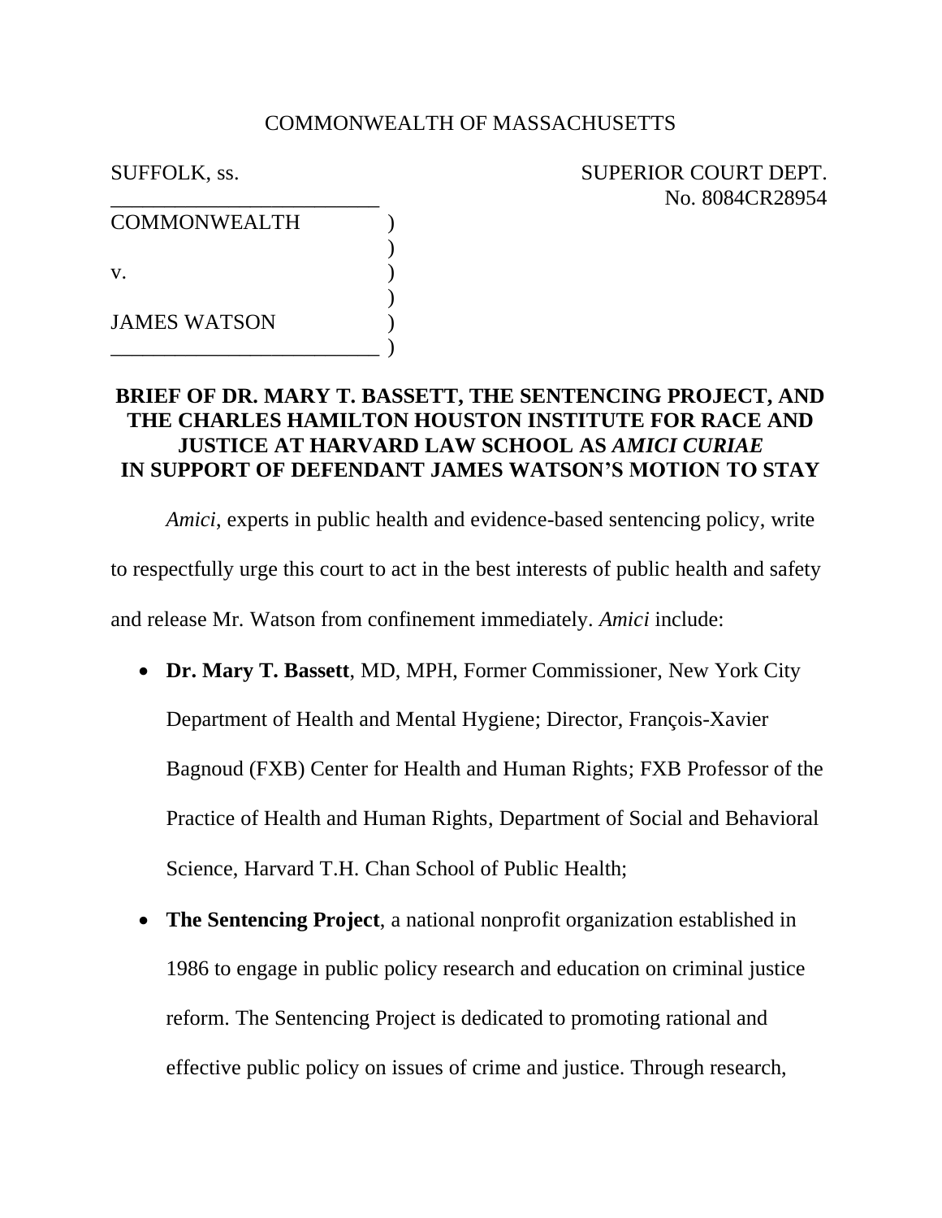COMMONWEALTH OF MASSACHUSETTS

SUFFOLK, ss. SUPERIOR COURT DEPT.
No. 8084CR28954

COMMONWEALTH )
)
v. )
)
JAMES WATSON )

## BRIEF OF DR. MARY T. BASSETT, THE SENTENCING PROJECT, AND THE CHARLES HAMILTON HOUSTON INSTITUTE FOR RACE AND JUSTICE AT HARVARD LAW SCHOOL AS *AMICI CURIAE* IN SUPPORT OF DEFENDANT JAMES WATSON'S MOTION TO STAY

*Amici*, experts in public health and evidence-based sentencing policy, write to respectfully urge this court to act in the best interests of public health and safety and release Mr. Watson from confinement immediately. *Amici* include:

- **Dr. Mary T. Bassett**, MD, MPH, Former Commissioner, New York City Department of Health and Mental Hygiene; Director, François-Xavier Bagnoud (FXB) Center for Health and Human Rights; FXB Professor of the Practice of Health and Human Rights, Department of Social and Behavioral Science, Harvard T.H. Chan School of Public Health;
- **The Sentencing Project**, a national nonprofit organization established in 1986 to engage in public policy research and education on criminal justice reform. The Sentencing Project is dedicated to promoting rational and effective public policy on issues of crime and justice. Through research,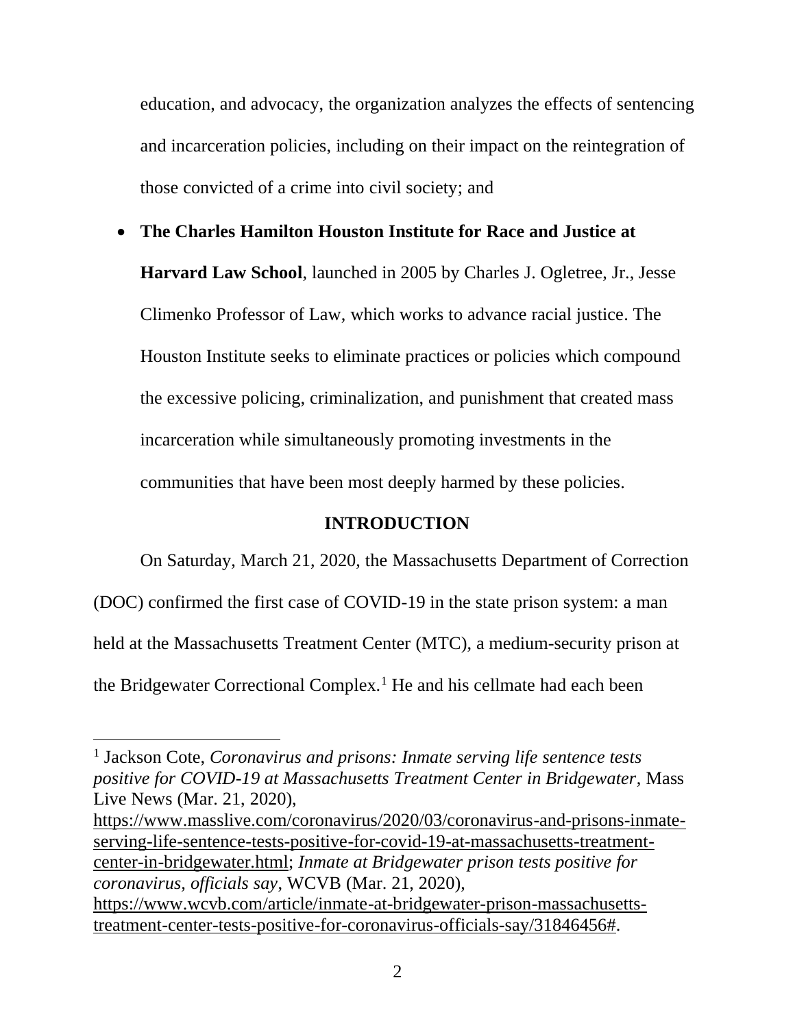education, and advocacy, the organization analyzes the effects of sentencing and incarceration policies, including on their impact on the reintegration of those convicted of a crime into civil society; and

- **The Charles Hamilton Houston Institute for Race and Justice at Harvard Law School**, launched in 2005 by Charles J. Ogletree, Jr., Jesse Climenko Professor of Law, which works to advance racial justice. The Houston Institute seeks to eliminate practices or policies which compound the excessive policing, criminalization, and punishment that created mass incarceration while simultaneously promoting investments in the communities that have been most deeply harmed by these policies.

## INTRODUCTION

On Saturday, March 21, 2020, the Massachusetts Department of Correction (DOC) confirmed the first case of COVID-19 in the state prison system: a man held at the Massachusetts Treatment Center (MTC), a medium-security prison at the Bridgewater Correctional Complex.[1] He and his cellmate had each been

[1] Jackson Cote, *Coronavirus and prisons: Inmate serving life sentence tests positive for COVID-19 at Massachusetts Treatment Center in Bridgewater*, Mass Live News (Mar. 21, 2020), https://www.masslive.com/coronavirus/2020/03/coronavirus-and-prisons-inmate-serving-life-sentence-tests-positive-for-covid-19-at-massachusetts-treatment-center-in-bridgewater.html; *Inmate at Bridgewater prison tests positive for coronavirus, officials say*, WCVB (Mar. 21, 2020), https://www.wcvb.com/article/inmate-at-bridgewater-prison-massachusetts-treatment-center-tests-positive-for-coronavirus-officials-say/31846456#.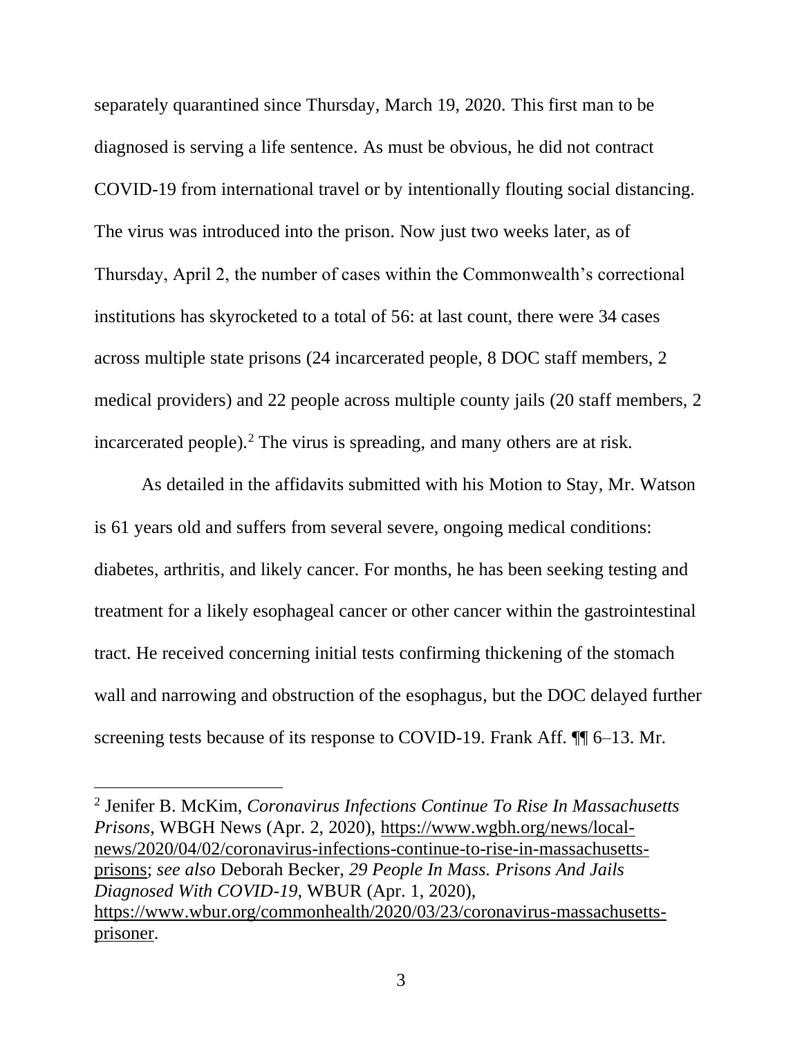separately quarantined since Thursday, March 19, 2020. This first man to be diagnosed is serving a life sentence. As must be obvious, he did not contract COVID-19 from international travel or by intentionally flouting social distancing. The virus was introduced into the prison. Now just two weeks later, as of Thursday, April 2, the number of cases within the Commonwealth's correctional institutions has skyrocketed to a total of 56: at last count, there were 34 cases across multiple state prisons (24 incarcerated people, 8 DOC staff members, 2 medical providers) and 22 people across multiple county jails (20 staff members, 2 incarcerated people).[2] The virus is spreading, and many others are at risk.

As detailed in the affidavits submitted with his Motion to Stay, Mr. Watson is 61 years old and suffers from several severe, ongoing medical conditions: diabetes, arthritis, and likely cancer. For months, he has been seeking testing and treatment for a likely esophageal cancer or other cancer within the gastrointestinal tract. He received concerning initial tests confirming thickening of the stomach wall and narrowing and obstruction of the esophagus, but the DOC delayed further screening tests because of its response to COVID-19. Frank Aff. ¶¶ 6–13. Mr.

---

[2] Jenifer B. McKim, *Coronavirus Infections Continue To Rise In Massachusetts Prisons*, WBGH News (Apr. 2, 2020), https://www.wgbh.org/news/local-news/2020/04/02/coronavirus-infections-continue-to-rise-in-massachusetts-prisons; *see also* Deborah Becker, *29 People In Mass. Prisons And Jails Diagnosed With COVID-19*, WBUR (Apr. 1, 2020), https://www.wbur.org/commonhealth/2020/03/23/coronavirus-massachusetts-prisoner.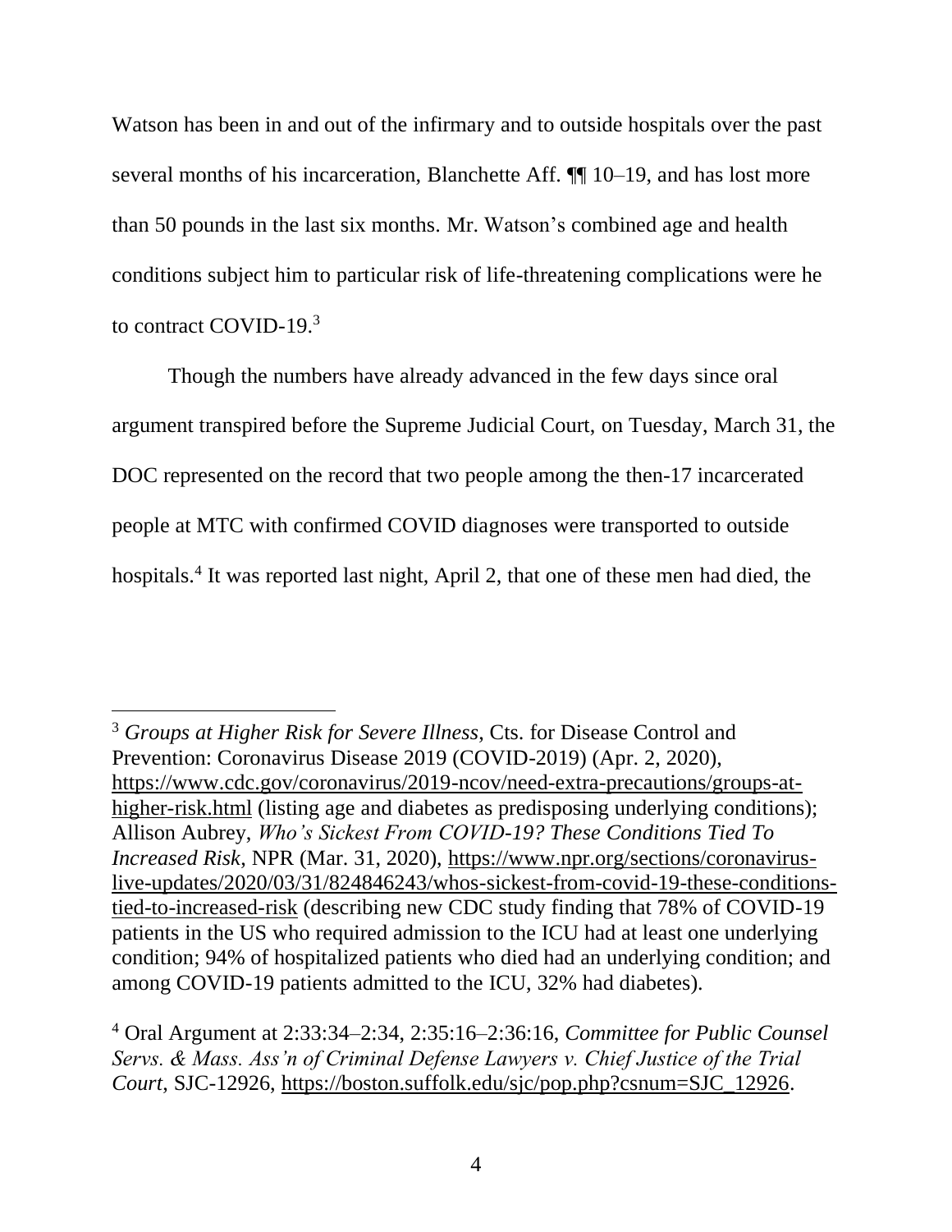Watson has been in and out of the infirmary and to outside hospitals over the past several months of his incarceration, Blanchette Aff. ¶¶ 10–19, and has lost more than 50 pounds in the last six months. Mr. Watson's combined age and health conditions subject him to particular risk of life-threatening complications were he to contract COVID-19.[3]

Though the numbers have already advanced in the few days since oral argument transpired before the Supreme Judicial Court, on Tuesday, March 31, the DOC represented on the record that two people among the then-17 incarcerated people at MTC with confirmed COVID diagnoses were transported to outside hospitals.[4] It was reported last night, April 2, that one of these men had died, the

---

[3] *Groups at Higher Risk for Severe Illness*, Cts. for Disease Control and Prevention: Coronavirus Disease 2019 (COVID-2019) (Apr. 2, 2020), https://www.cdc.gov/coronavirus/2019-ncov/need-extra-precautions/groups-at-higher-risk.html (listing age and diabetes as predisposing underlying conditions); Allison Aubrey, *Who's Sickest From COVID-19? These Conditions Tied To Increased Risk*, NPR (Mar. 31, 2020), https://www.npr.org/sections/coronavirus-live-updates/2020/03/31/824846243/whos-sickest-from-covid-19-these-conditions-tied-to-increased-risk (describing new CDC study finding that 78% of COVID-19 patients in the US who required admission to the ICU had at least one underlying condition; 94% of hospitalized patients who died had an underlying condition; and among COVID-19 patients admitted to the ICU, 32% had diabetes).

[4] Oral Argument at 2:33:34–2:34, 2:35:16–2:36:16, *Committee for Public Counsel Servs. & Mass. Ass'n of Criminal Defense Lawyers v. Chief Justice of the Trial Court*, SJC-12926, https://boston.suffolk.edu/sjc/pop.php?csnum=SJC_12926.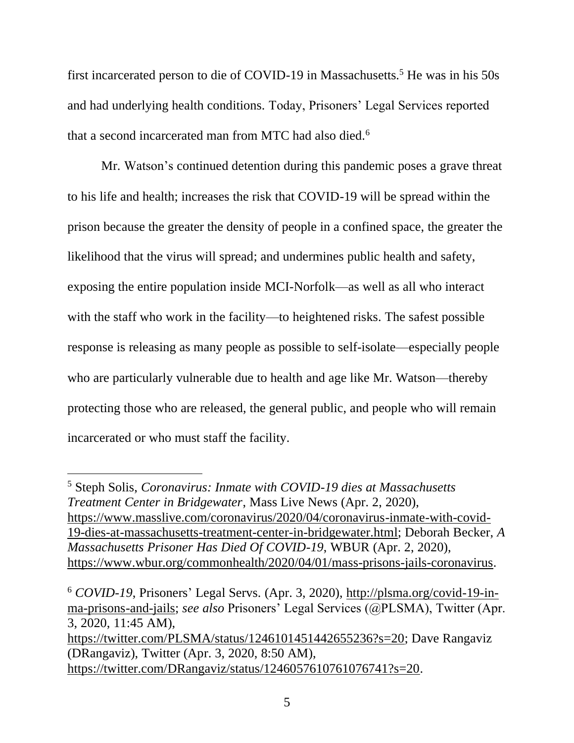first incarcerated person to die of COVID-19 in Massachusetts.[5] He was in his 50s and had underlying health conditions. Today, Prisoners' Legal Services reported that a second incarcerated man from MTC had also died.[6]

Mr. Watson's continued detention during this pandemic poses a grave threat to his life and health; increases the risk that COVID-19 will be spread within the prison because the greater the density of people in a confined space, the greater the likelihood that the virus will spread; and undermines public health and safety, exposing the entire population inside MCI-Norfolk—as well as all who interact with the staff who work in the facility—to heightened risks. The safest possible response is releasing as many people as possible to self-isolate—especially people who are particularly vulnerable due to health and age like Mr. Watson—thereby protecting those who are released, the general public, and people who will remain incarcerated or who must staff the facility.

---

[5] Steph Solis, *Coronavirus: Inmate with COVID-19 dies at Massachusetts Treatment Center in Bridgewater*, Mass Live News (Apr. 2, 2020), https://www.masslive.com/coronavirus/2020/04/coronavirus-inmate-with-covid-19-dies-at-massachusetts-treatment-center-in-bridgewater.html; Deborah Becker, *A Massachusetts Prisoner Has Died Of COVID-19*, WBUR (Apr. 2, 2020), https://www.wbur.org/commonhealth/2020/04/01/mass-prisons-jails-coronavirus.

[6] *COVID-19*, Prisoners' Legal Servs. (Apr. 3, 2020), http://plsma.org/covid-19-in-ma-prisons-and-jails; *see also* Prisoners' Legal Services (@PLSMA), Twitter (Apr. 3, 2020, 11:45 AM), https://twitter.com/PLSMA/status/1246101451442655236?s=20; Dave Rangaviz (DRangaviz), Twitter (Apr. 3, 2020, 8:50 AM), https://twitter.com/DRangaviz/status/1246057610761076741?s=20.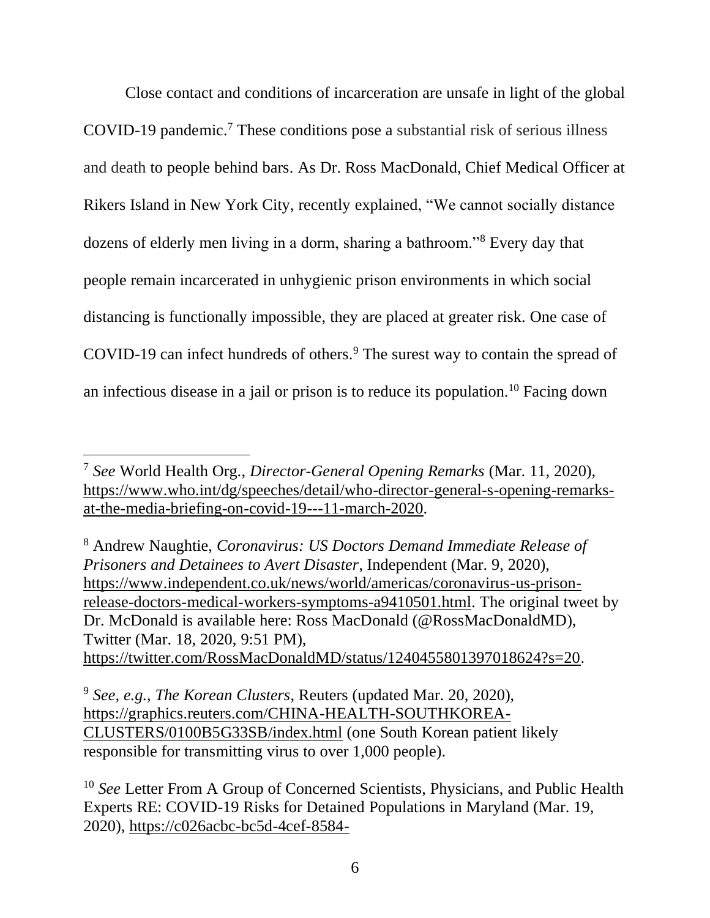Close contact and conditions of incarceration are unsafe in light of the global COVID-19 pandemic.[7] These conditions pose a substantial risk of serious illness and death to people behind bars. As Dr. Ross MacDonald, Chief Medical Officer at Rikers Island in New York City, recently explained, "We cannot socially distance dozens of elderly men living in a dorm, sharing a bathroom."[8] Every day that people remain incarcerated in unhygienic prison environments in which social distancing is functionally impossible, they are placed at greater risk. One case of COVID-19 can infect hundreds of others.[9] The surest way to contain the spread of an infectious disease in a jail or prison is to reduce its population.[10] Facing down

---

[7] *See* World Health Org., *Director-General Opening Remarks* (Mar. 11, 2020), https://www.who.int/dg/speeches/detail/who-director-general-s-opening-remarks-at-the-media-briefing-on-covid-19---11-march-2020.

[8] Andrew Naughtie, *Coronavirus: US Doctors Demand Immediate Release of Prisoners and Detainees to Avert Disaster*, Independent (Mar. 9, 2020), https://www.independent.co.uk/news/world/americas/coronavirus-us-prison-release-doctors-medical-workers-symptoms-a9410501.html. The original tweet by Dr. McDonald is available here: Ross MacDonald (@RossMacDonaldMD), Twitter (Mar. 18, 2020, 9:51 PM), https://twitter.com/RossMacDonaldMD/status/1240455801397018624?s=20.

[9] *See, e.g.*, *The Korean Clusters*, Reuters (updated Mar. 20, 2020), https://graphics.reuters.com/CHINA-HEALTH-SOUTHKOREA-CLUSTERS/0100B5G33SB/index.html (one South Korean patient likely responsible for transmitting virus to over 1,000 people).

[10] *See* Letter From A Group of Concerned Scientists, Physicians, and Public Health Experts RE: COVID-19 Risks for Detained Populations in Maryland (Mar. 19, 2020), https://c026acbc-bc5d-4cef-8584-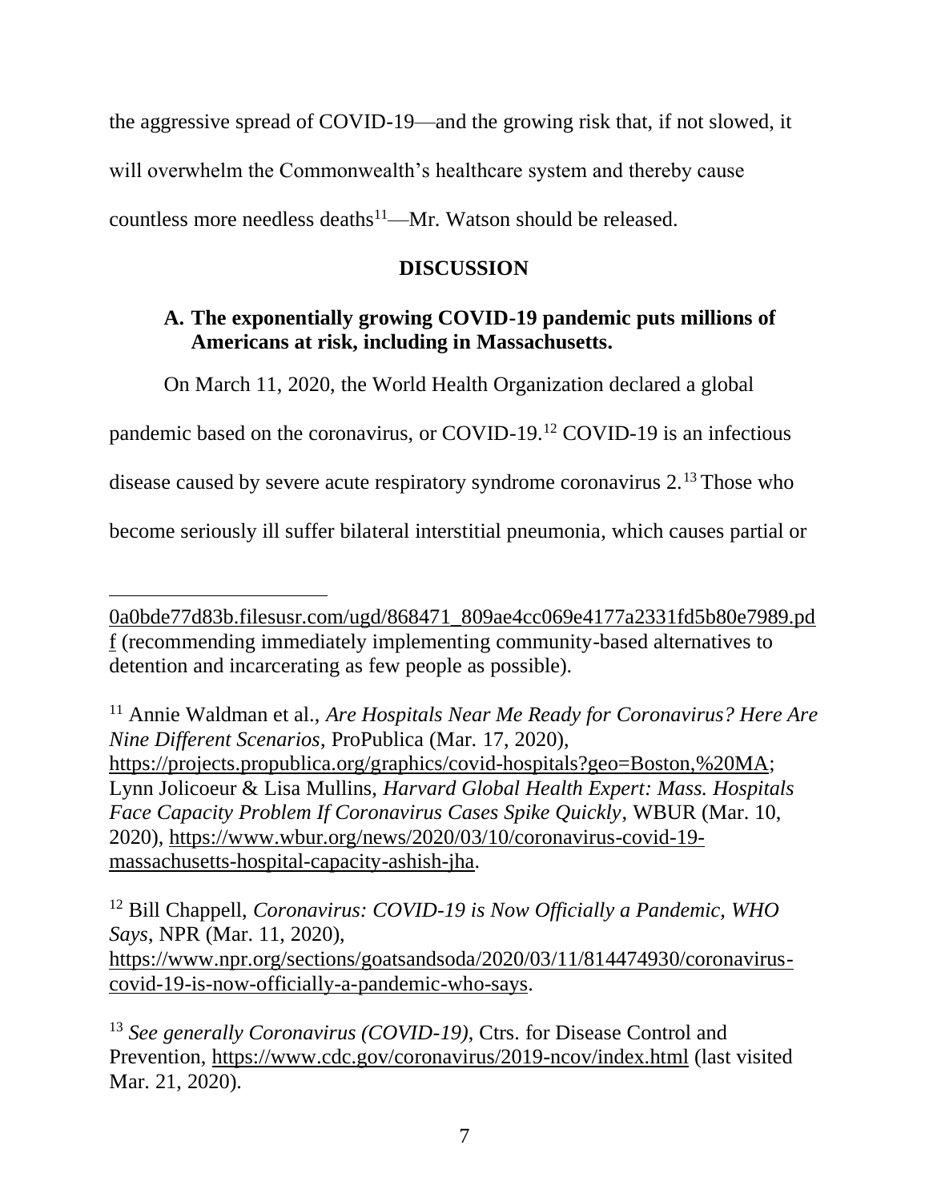the aggressive spread of COVID-19—and the growing risk that, if not slowed, it will overwhelm the Commonwealth's healthcare system and thereby cause countless more needless deaths[11]—Mr. Watson should be released.

## DISCUSSION

### A. The exponentially growing COVID-19 pandemic puts millions of Americans at risk, including in Massachusetts.

On March 11, 2020, the World Health Organization declared a global pandemic based on the coronavirus, or COVID-19.[12] COVID-19 is an infectious disease caused by severe acute respiratory syndrome coronavirus 2.[13] Those who become seriously ill suffer bilateral interstitial pneumonia, which causes partial or

---

0a0bde77d83b.filesusr.com/ugd/868471_809ae4cc069e4177a2331fd5b80e7989.pdf (recommending immediately implementing community-based alternatives to detention and incarcerating as few people as possible).

[11] Annie Waldman et al., *Are Hospitals Near Me Ready for Coronavirus? Here Are Nine Different Scenarios*, ProPublica (Mar. 17, 2020), https://projects.propublica.org/graphics/covid-hospitals?geo=Boston,%20MA; Lynn Jolicoeur & Lisa Mullins, *Harvard Global Health Expert: Mass. Hospitals Face Capacity Problem If Coronavirus Cases Spike Quickly*, WBUR (Mar. 10, 2020), https://www.wbur.org/news/2020/03/10/coronavirus-covid-19-massachusetts-hospital-capacity-ashish-jha.

[12] Bill Chappell, *Coronavirus: COVID-19 is Now Officially a Pandemic, WHO Says*, NPR (Mar. 11, 2020), https://www.npr.org/sections/goatsandsoda/2020/03/11/814474930/coronavirus-covid-19-is-now-officially-a-pandemic-who-says.

[13] *See generally Coronavirus (COVID-19)*, Ctrs. for Disease Control and Prevention, https://www.cdc.gov/coronavirus/2019-ncov/index.html (last visited Mar. 21, 2020).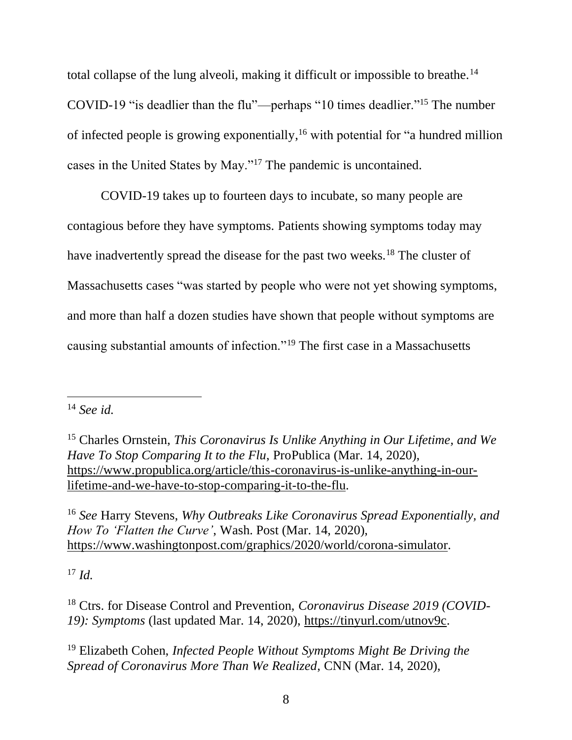total collapse of the lung alveoli, making it difficult or impossible to breathe.[14] COVID-19 "is deadlier than the flu"—perhaps "10 times deadlier."[15] The number of infected people is growing exponentially,[16] with potential for "a hundred million cases in the United States by May."[17] The pandemic is uncontained.

COVID-19 takes up to fourteen days to incubate, so many people are contagious before they have symptoms. Patients showing symptoms today may have inadvertently spread the disease for the past two weeks.[18] The cluster of Massachusetts cases "was started by people who were not yet showing symptoms, and more than half a dozen studies have shown that people without symptoms are causing substantial amounts of infection."[19] The first case in a Massachusetts

---

[14] *See id.*

[15] Charles Ornstein, *This Coronavirus Is Unlike Anything in Our Lifetime, and We Have To Stop Comparing It to the Flu*, ProPublica (Mar. 14, 2020), https://www.propublica.org/article/this-coronavirus-is-unlike-anything-in-our-lifetime-and-we-have-to-stop-comparing-it-to-the-flu.

[16] *See* Harry Stevens, *Why Outbreaks Like Coronavirus Spread Exponentially, and How To 'Flatten the Curve'*, Wash. Post (Mar. 14, 2020), https://www.washingtonpost.com/graphics/2020/world/corona-simulator.

[17] *Id.*

[18] Ctrs. for Disease Control and Prevention, *Coronavirus Disease 2019 (COVID-19): Symptoms* (last updated Mar. 14, 2020), https://tinyurl.com/utnov9c.

[19] Elizabeth Cohen, *Infected People Without Symptoms Might Be Driving the Spread of Coronavirus More Than We Realized*, CNN (Mar. 14, 2020),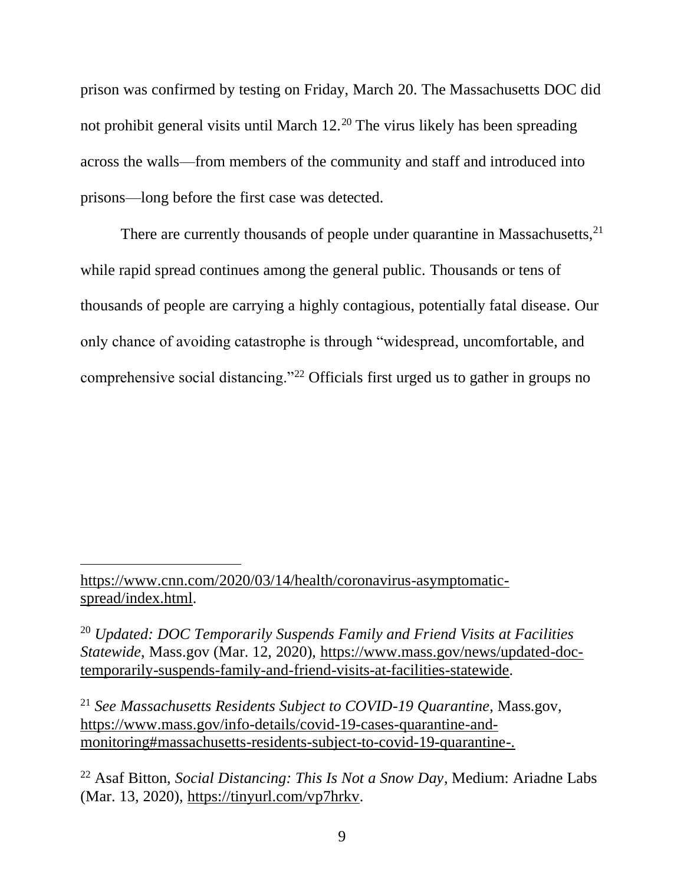prison was confirmed by testing on Friday, March 20. The Massachusetts DOC did not prohibit general visits until March 12.[20] The virus likely has been spreading across the walls—from members of the community and staff and introduced into prisons—long before the first case was detected.

There are currently thousands of people under quarantine in Massachusetts,[21] while rapid spread continues among the general public. Thousands or tens of thousands of people are carrying a highly contagious, potentially fatal disease. Our only chance of avoiding catastrophe is through "widespread, uncomfortable, and comprehensive social distancing."[22] Officials first urged us to gather in groups no

---

https://www.cnn.com/2020/03/14/health/coronavirus-asymptomatic-spread/index.html.

[20] *Updated: DOC Temporarily Suspends Family and Friend Visits at Facilities Statewide*, Mass.gov (Mar. 12, 2020), https://www.mass.gov/news/updated-doc-temporarily-suspends-family-and-friend-visits-at-facilities-statewide.

[21] *See Massachusetts Residents Subject to COVID-19 Quarantine*, Mass.gov, https://www.mass.gov/info-details/covid-19-cases-quarantine-and-monitoring#massachusetts-residents-subject-to-covid-19-quarantine-.

[22] Asaf Bitton, *Social Distancing: This Is Not a Snow Day*, Medium: Ariadne Labs (Mar. 13, 2020), https://tinyurl.com/vp7hrkv.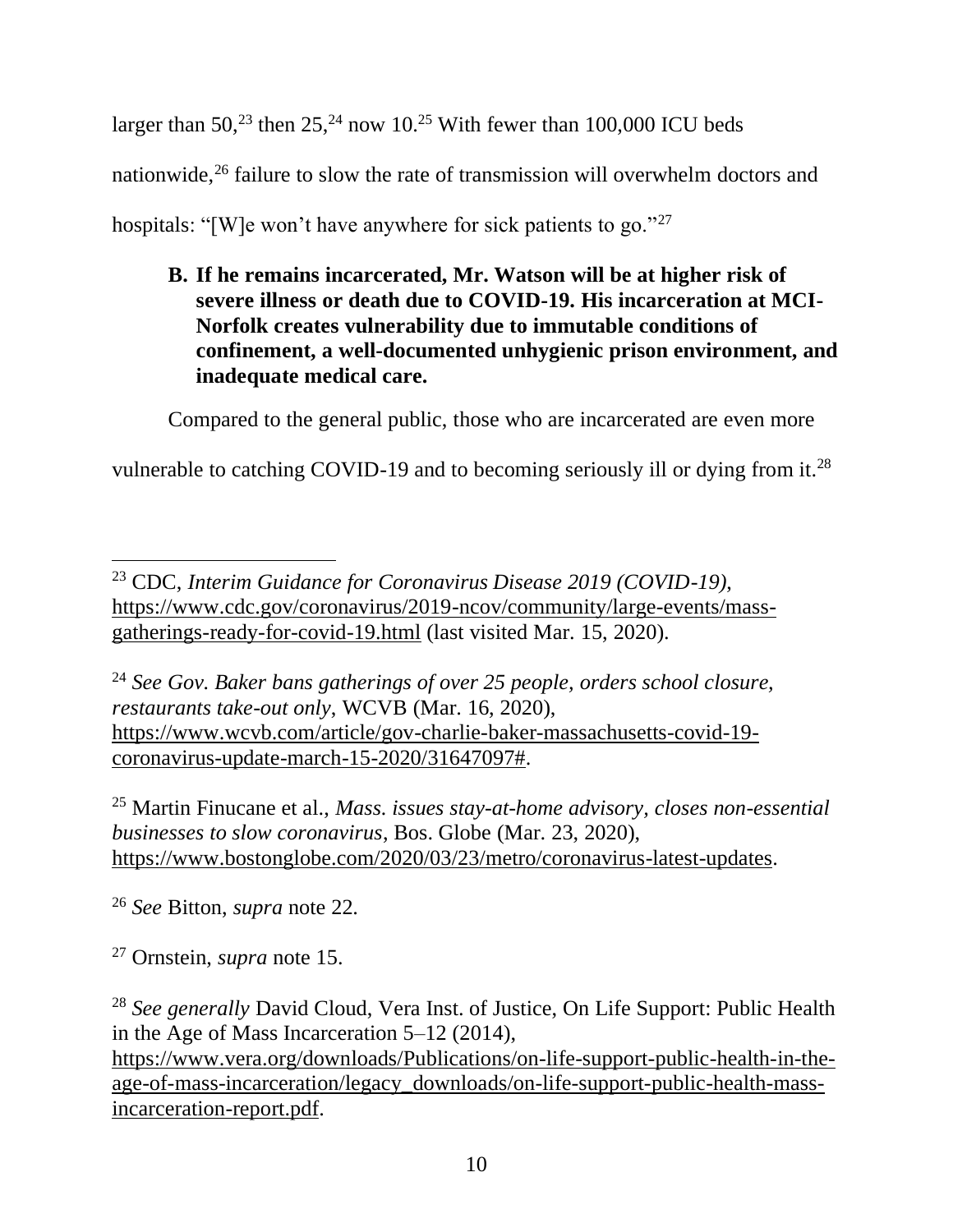larger than 50,[23] then 25,[24] now 10.[25] With fewer than 100,000 ICU beds nationwide,[26] failure to slow the rate of transmission will overwhelm doctors and hospitals: "[W]e won't have anywhere for sick patients to go."[27]

### B. If he remains incarcerated, Mr. Watson will be at higher risk of severe illness or death due to COVID-19. His incarceration at MCI-Norfolk creates vulnerability due to immutable conditions of confinement, a well-documented unhygienic prison environment, and inadequate medical care.

Compared to the general public, those who are incarcerated are even more vulnerable to catching COVID-19 and to becoming seriously ill or dying from it.[28]

---

[23] CDC, *Interim Guidance for Coronavirus Disease 2019 (COVID-19)*, https://www.cdc.gov/coronavirus/2019-ncov/community/large-events/mass-gatherings-ready-for-covid-19.html (last visited Mar. 15, 2020).

[24] *See Gov. Baker bans gatherings of over 25 people, orders school closure, restaurants take-out only*, WCVB (Mar. 16, 2020), https://www.wcvb.com/article/gov-charlie-baker-massachusetts-covid-19-coronavirus-update-march-15-2020/31647097#.

[25] Martin Finucane et al., *Mass. issues stay-at-home advisory, closes non-essential businesses to slow coronavirus*, Bos. Globe (Mar. 23, 2020), https://www.bostonglobe.com/2020/03/23/metro/coronavirus-latest-updates.

[26] *See* Bitton, *supra* note 22.

[27] Ornstein, *supra* note 15.

[28] *See generally* David Cloud, Vera Inst. of Justice, On Life Support: Public Health in the Age of Mass Incarceration 5–12 (2014), https://www.vera.org/downloads/Publications/on-life-support-public-health-in-the-age-of-mass-incarceration/legacy_downloads/on-life-support-public-health-mass-incarceration-report.pdf.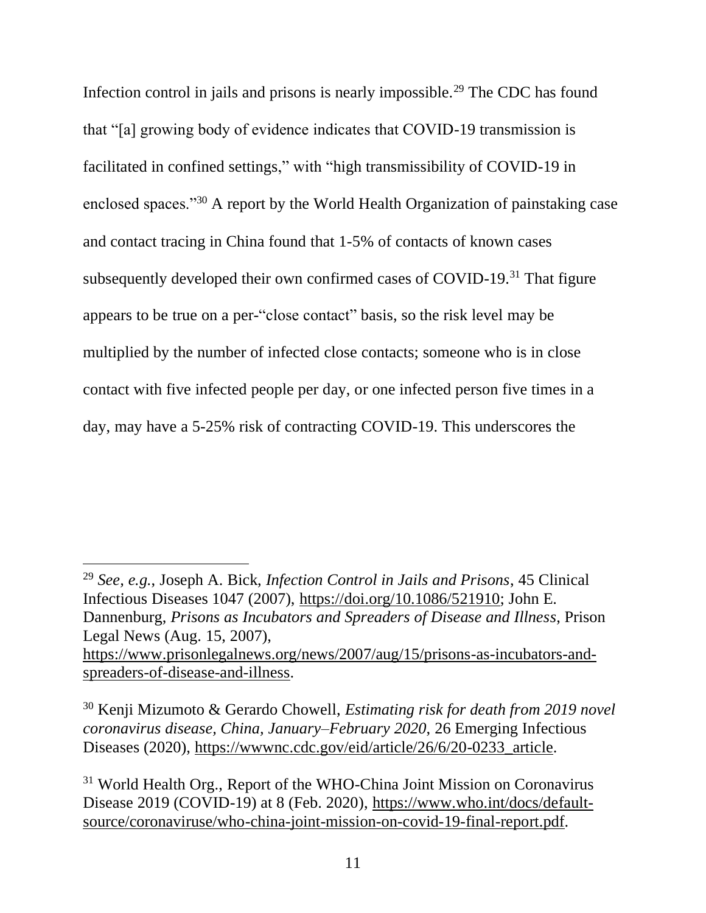Infection control in jails and prisons is nearly impossible.[29] The CDC has found that "[a] growing body of evidence indicates that COVID-19 transmission is facilitated in confined settings," with "high transmissibility of COVID-19 in enclosed spaces."[30] A report by the World Health Organization of painstaking case and contact tracing in China found that 1-5% of contacts of known cases subsequently developed their own confirmed cases of COVID-19.[31] That figure appears to be true on a per-"close contact" basis, so the risk level may be multiplied by the number of infected close contacts; someone who is in close contact with five infected people per day, or one infected person five times in a day, may have a 5-25% risk of contracting COVID-19. This underscores the

---

[29] *See, e.g.*, Joseph A. Bick, *Infection Control in Jails and Prisons*, 45 Clinical Infectious Diseases 1047 (2007), https://doi.org/10.1086/521910; John E. Dannenburg, *Prisons as Incubators and Spreaders of Disease and Illness*, Prison Legal News (Aug. 15, 2007), https://www.prisonlegalnews.org/news/2007/aug/15/prisons-as-incubators-and-spreaders-of-disease-and-illness.

[30] Kenji Mizumoto & Gerardo Chowell, *Estimating risk for death from 2019 novel coronavirus disease, China, January–February 2020*, 26 Emerging Infectious Diseases (2020), https://wwwnc.cdc.gov/eid/article/26/6/20-0233_article.

[31] World Health Org., Report of the WHO-China Joint Mission on Coronavirus Disease 2019 (COVID-19) at 8 (Feb. 2020), https://www.who.int/docs/default-source/coronaviruse/who-china-joint-mission-on-covid-19-final-report.pdf.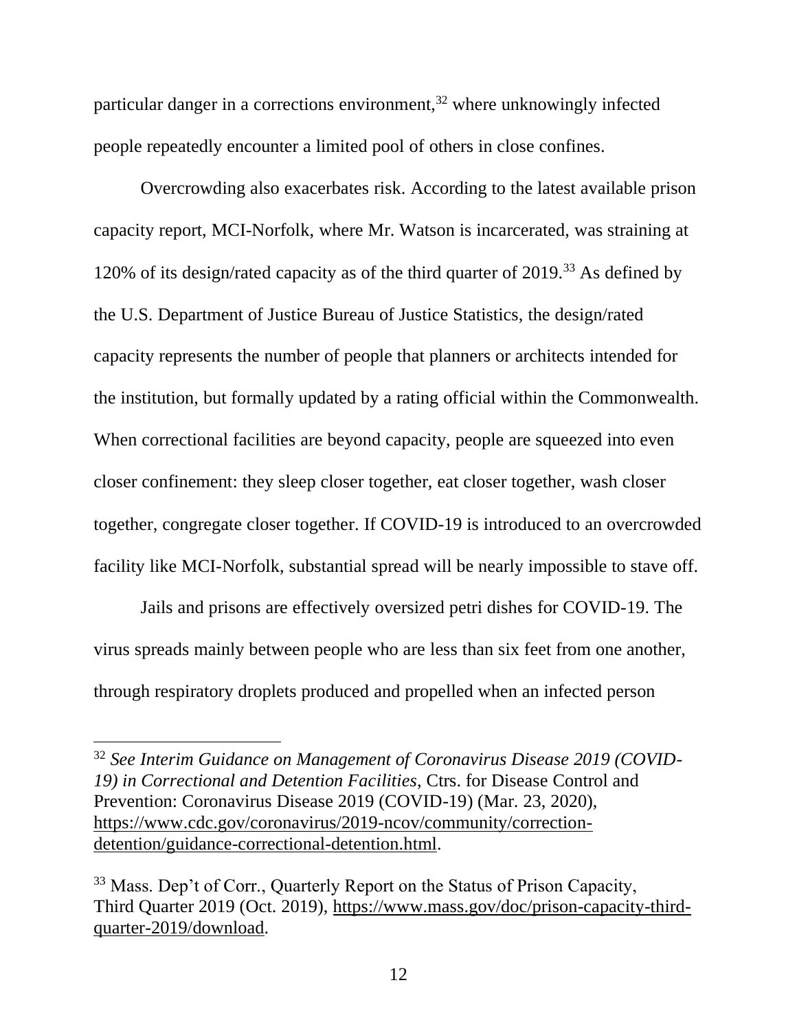particular danger in a corrections environment,[32] where unknowingly infected people repeatedly encounter a limited pool of others in close confines.

Overcrowding also exacerbates risk. According to the latest available prison capacity report, MCI-Norfolk, where Mr. Watson is incarcerated, was straining at 120% of its design/rated capacity as of the third quarter of 2019.[33] As defined by the U.S. Department of Justice Bureau of Justice Statistics, the design/rated capacity represents the number of people that planners or architects intended for the institution, but formally updated by a rating official within the Commonwealth. When correctional facilities are beyond capacity, people are squeezed into even closer confinement: they sleep closer together, eat closer together, wash closer together, congregate closer together. If COVID-19 is introduced to an overcrowded facility like MCI-Norfolk, substantial spread will be nearly impossible to stave off.

Jails and prisons are effectively oversized petri dishes for COVID-19. The virus spreads mainly between people who are less than six feet from one another, through respiratory droplets produced and propelled when an infected person

---

[32] *See Interim Guidance on Management of Coronavirus Disease 2019 (COVID-19) in Correctional and Detention Facilities*, Ctrs. for Disease Control and Prevention: Coronavirus Disease 2019 (COVID-19) (Mar. 23, 2020), https://www.cdc.gov/coronavirus/2019-ncov/community/correction-detention/guidance-correctional-detention.html.

[33] Mass. Dep't of Corr., Quarterly Report on the Status of Prison Capacity, Third Quarter 2019 (Oct. 2019), https://www.mass.gov/doc/prison-capacity-third-quarter-2019/download.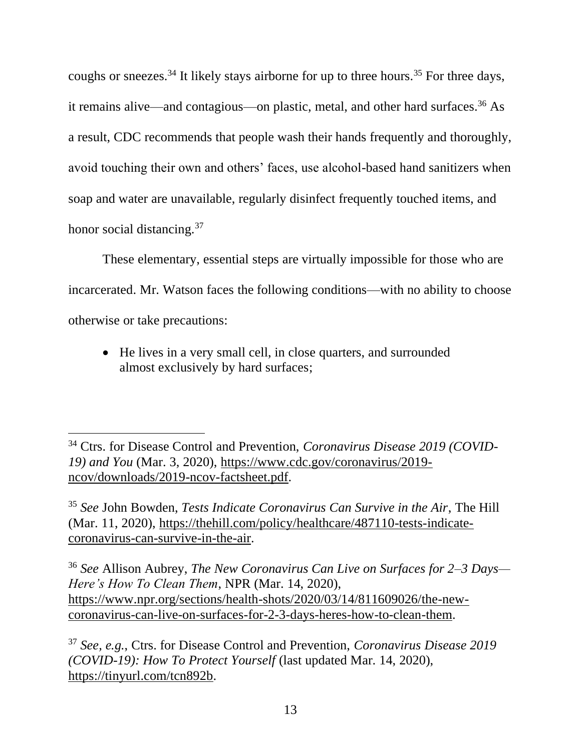coughs or sneezes.[34] It likely stays airborne for up to three hours.[35] For three days, it remains alive—and contagious—on plastic, metal, and other hard surfaces.[36] As a result, CDC recommends that people wash their hands frequently and thoroughly, avoid touching their own and others' faces, use alcohol-based hand sanitizers when soap and water are unavailable, regularly disinfect frequently touched items, and honor social distancing.[37]

These elementary, essential steps are virtually impossible for those who are incarcerated. Mr. Watson faces the following conditions—with no ability to choose otherwise or take precautions:

- He lives in a very small cell, in close quarters, and surrounded almost exclusively by hard surfaces;

---

[34] Ctrs. for Disease Control and Prevention, *Coronavirus Disease 2019 (COVID-19) and You* (Mar. 3, 2020), https://www.cdc.gov/coronavirus/2019-ncov/downloads/2019-ncov-factsheet.pdf.

[35] *See* John Bowden, *Tests Indicate Coronavirus Can Survive in the Air*, The Hill (Mar. 11, 2020), https://thehill.com/policy/healthcare/487110-tests-indicate-coronavirus-can-survive-in-the-air.

[36] *See* Allison Aubrey, *The New Coronavirus Can Live on Surfaces for 2–3 Days—Here's How To Clean Them*, NPR (Mar. 14, 2020), https://www.npr.org/sections/health-shots/2020/03/14/811609026/the-new-coronavirus-can-live-on-surfaces-for-2-3-days-heres-how-to-clean-them.

[37] *See, e.g.*, Ctrs. for Disease Control and Prevention, *Coronavirus Disease 2019 (COVID-19): How To Protect Yourself* (last updated Mar. 14, 2020), https://tinyurl.com/tcn892b.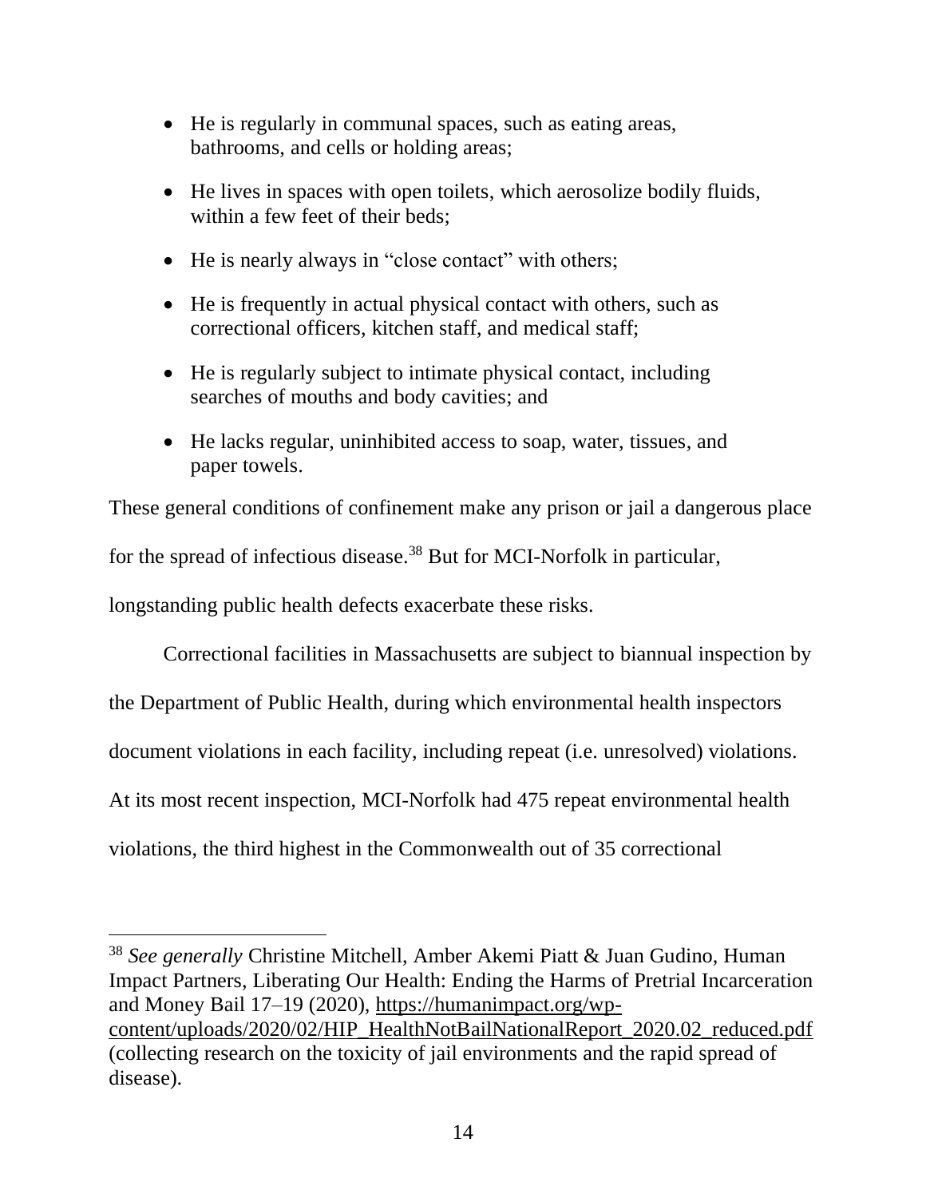- He is regularly in communal spaces, such as eating areas, bathrooms, and cells or holding areas;
- He lives in spaces with open toilets, which aerosolize bodily fluids, within a few feet of their beds;
- He is nearly always in "close contact" with others;
- He is frequently in actual physical contact with others, such as correctional officers, kitchen staff, and medical staff;
- He is regularly subject to intimate physical contact, including searches of mouths and body cavities; and
- He lacks regular, uninhibited access to soap, water, tissues, and paper towels.

These general conditions of confinement make any prison or jail a dangerous place for the spread of infectious disease.[38] But for MCI-Norfolk in particular, longstanding public health defects exacerbate these risks.

Correctional facilities in Massachusetts are subject to biannual inspection by the Department of Public Health, during which environmental health inspectors document violations in each facility, including repeat (i.e. unresolved) violations. At its most recent inspection, MCI-Norfolk had 475 repeat environmental health violations, the third highest in the Commonwealth out of 35 correctional

---

[38] *See generally* Christine Mitchell, Amber Akemi Piatt & Juan Gudino, Human Impact Partners, Liberating Our Health: Ending the Harms of Pretrial Incarceration and Money Bail 17–19 (2020), https://humanimpact.org/wp-content/uploads/2020/02/HIP_HealthNotBailNationalReport_2020.02_reduced.pdf (collecting research on the toxicity of jail environments and the rapid spread of disease).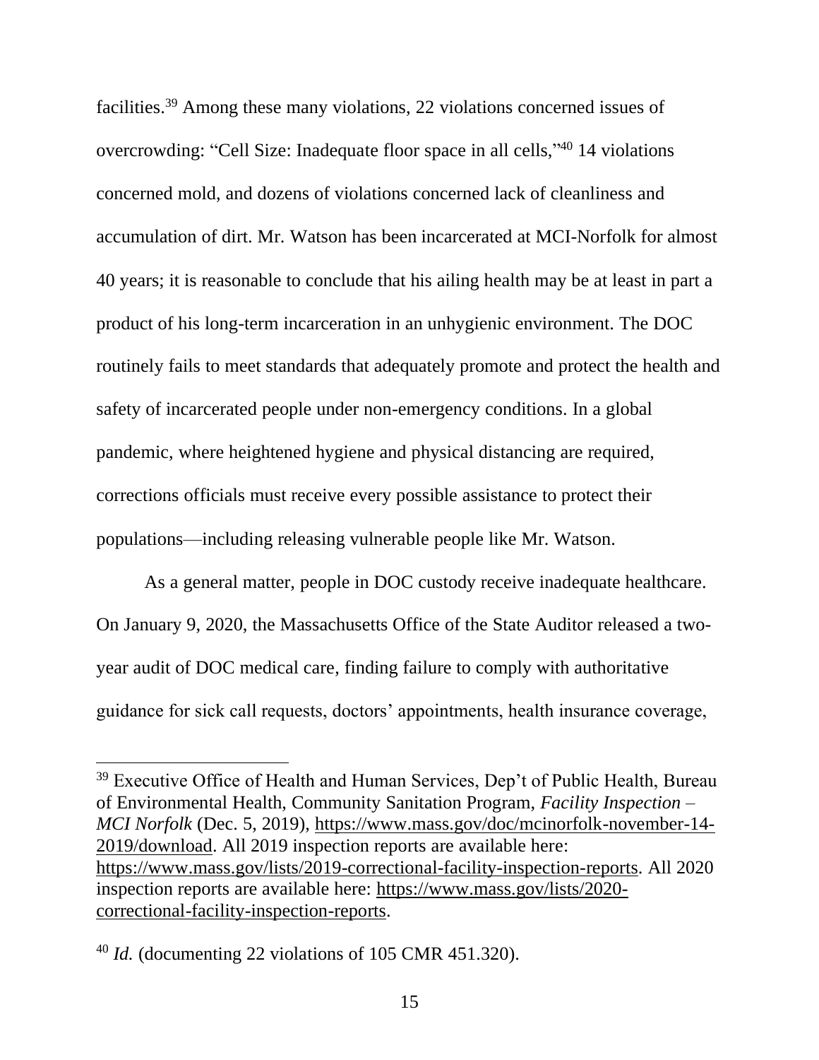facilities.[39] Among these many violations, 22 violations concerned issues of overcrowding: "Cell Size: Inadequate floor space in all cells,"[40] 14 violations concerned mold, and dozens of violations concerned lack of cleanliness and accumulation of dirt. Mr. Watson has been incarcerated at MCI-Norfolk for almost 40 years; it is reasonable to conclude that his ailing health may be at least in part a product of his long-term incarceration in an unhygienic environment. The DOC routinely fails to meet standards that adequately promote and protect the health and safety of incarcerated people under non-emergency conditions. In a global pandemic, where heightened hygiene and physical distancing are required, corrections officials must receive every possible assistance to protect their populations—including releasing vulnerable people like Mr. Watson.

As a general matter, people in DOC custody receive inadequate healthcare. On January 9, 2020, the Massachusetts Office of the State Auditor released a two-year audit of DOC medical care, finding failure to comply with authoritative guidance for sick call requests, doctors' appointments, health insurance coverage,

---

[39] Executive Office of Health and Human Services, Dep't of Public Health, Bureau of Environmental Health, Community Sanitation Program, *Facility Inspection – MCI Norfolk* (Dec. 5, 2019), https://www.mass.gov/doc/mcinorfolk-november-14-2019/download. All 2019 inspection reports are available here: https://www.mass.gov/lists/2019-correctional-facility-inspection-reports. All 2020 inspection reports are available here: https://www.mass.gov/lists/2020-correctional-facility-inspection-reports.

[40] *Id.* (documenting 22 violations of 105 CMR 451.320).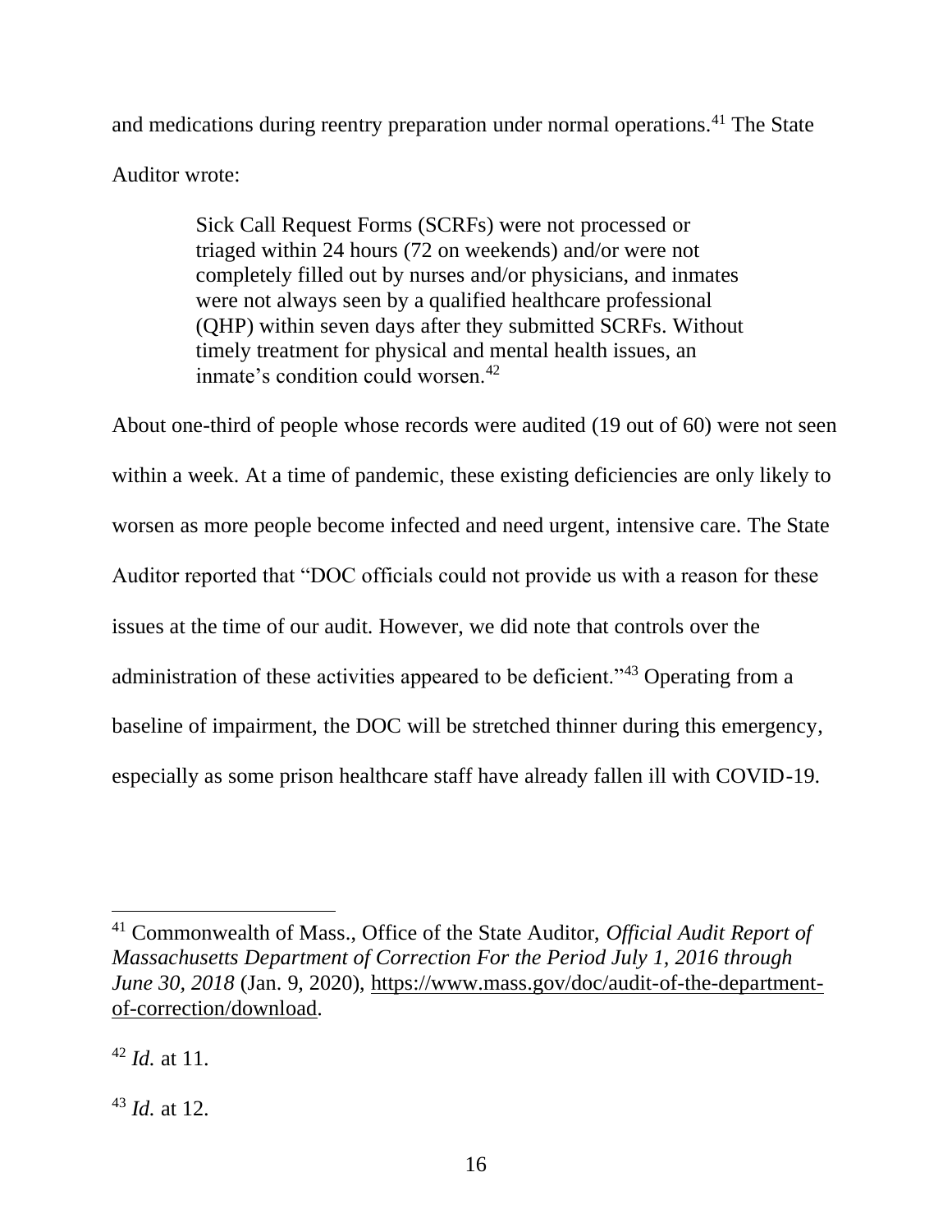and medications during reentry preparation under normal operations.[41] The State Auditor wrote:

> Sick Call Request Forms (SCRFs) were not processed or triaged within 24 hours (72 on weekends) and/or were not completely filled out by nurses and/or physicians, and inmates were not always seen by a qualified healthcare professional (QHP) within seven days after they submitted SCRFs. Without timely treatment for physical and mental health issues, an inmate's condition could worsen.[42]

About one-third of people whose records were audited (19 out of 60) were not seen within a week. At a time of pandemic, these existing deficiencies are only likely to worsen as more people become infected and need urgent, intensive care. The State Auditor reported that "DOC officials could not provide us with a reason for these issues at the time of our audit. However, we did note that controls over the administration of these activities appeared to be deficient."[43] Operating from a baseline of impairment, the DOC will be stretched thinner during this emergency, especially as some prison healthcare staff have already fallen ill with COVID-19.

---

[41] Commonwealth of Mass., Office of the State Auditor, *Official Audit Report of Massachusetts Department of Correction For the Period July 1, 2016 through June 30, 2018* (Jan. 9, 2020), https://www.mass.gov/doc/audit-of-the-department-of-correction/download.

[42] *Id.* at 11.

[43] *Id.* at 12.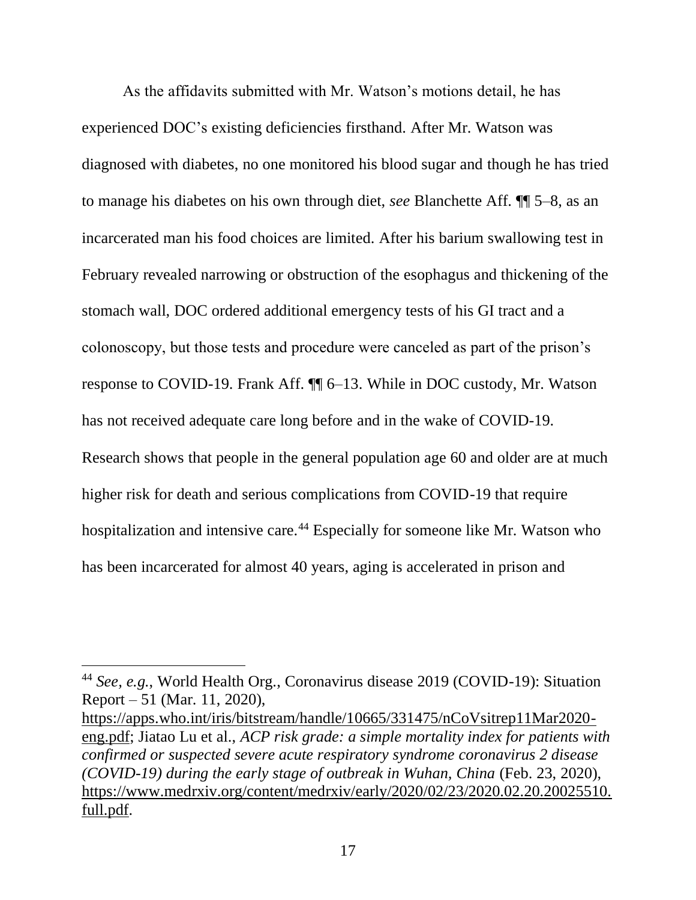As the affidavits submitted with Mr. Watson's motions detail, he has experienced DOC's existing deficiencies firsthand. After Mr. Watson was diagnosed with diabetes, no one monitored his blood sugar and though he has tried to manage his diabetes on his own through diet, *see* Blanchette Aff. ¶¶ 5–8, as an incarcerated man his food choices are limited. After his barium swallowing test in February revealed narrowing or obstruction of the esophagus and thickening of the stomach wall, DOC ordered additional emergency tests of his GI tract and a colonoscopy, but those tests and procedure were canceled as part of the prison's response to COVID-19. Frank Aff. ¶¶ 6–13. While in DOC custody, Mr. Watson has not received adequate care long before and in the wake of COVID-19. Research shows that people in the general population age 60 and older are at much higher risk for death and serious complications from COVID-19 that require hospitalization and intensive care.[44] Especially for someone like Mr. Watson who has been incarcerated for almost 40 years, aging is accelerated in prison and

---

[44] *See, e.g.*, World Health Org., Coronavirus disease 2019 (COVID-19): Situation Report – 51 (Mar. 11, 2020), https://apps.who.int/iris/bitstream/handle/10665/331475/nCoVsitrep11Mar2020-eng.pdf; Jiatao Lu et al., *ACP risk grade: a simple mortality index for patients with confirmed or suspected severe acute respiratory syndrome coronavirus 2 disease (COVID-19) during the early stage of outbreak in Wuhan, China* (Feb. 23, 2020), https://www.medrxiv.org/content/medrxiv/early/2020/02/23/2020.02.20.20025510.full.pdf.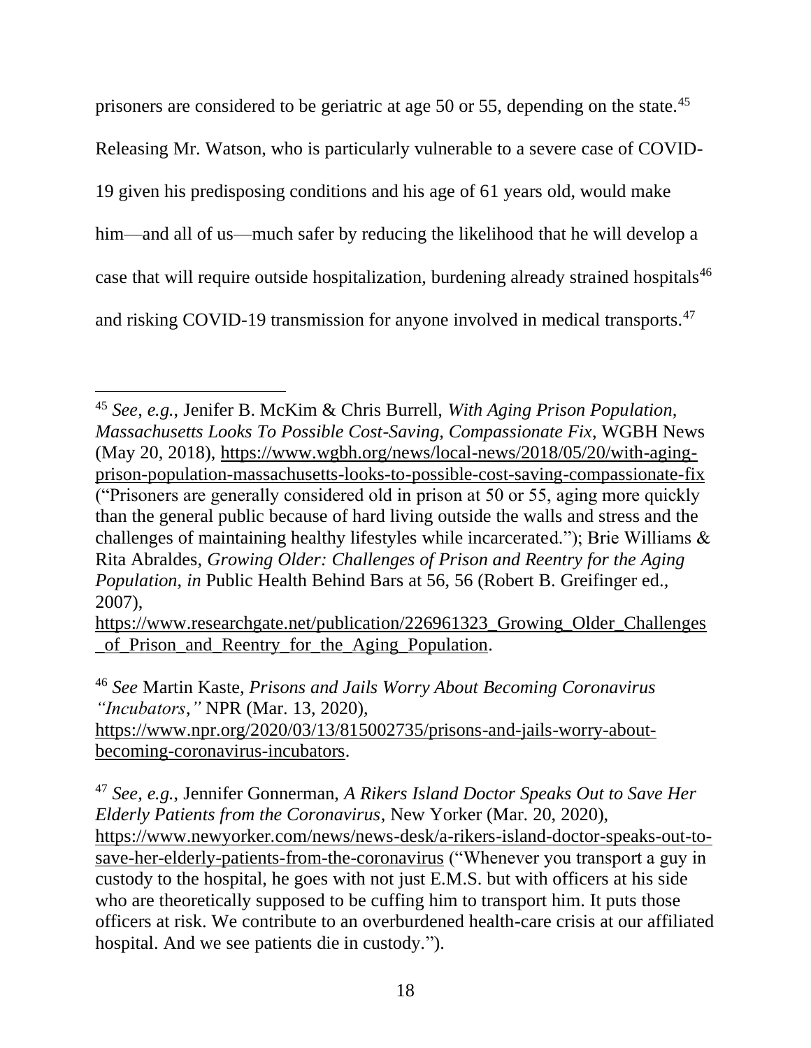prisoners are considered to be geriatric at age 50 or 55, depending on the state.[45] Releasing Mr. Watson, who is particularly vulnerable to a severe case of COVID-19 given his predisposing conditions and his age of 61 years old, would make him—and all of us—much safer by reducing the likelihood that he will develop a case that will require outside hospitalization, burdening already strained hospitals[46] and risking COVID-19 transmission for anyone involved in medical transports.[47]

---

[45] *See, e.g.*, Jenifer B. McKim & Chris Burrell, *With Aging Prison Population, Massachusetts Looks To Possible Cost-Saving, Compassionate Fix*, WGBH News (May 20, 2018), https://www.wgbh.org/news/local-news/2018/05/20/with-aging-prison-population-massachusetts-looks-to-possible-cost-saving-compassionate-fix ("Prisoners are generally considered old in prison at 50 or 55, aging more quickly than the general public because of hard living outside the walls and stress and the challenges of maintaining healthy lifestyles while incarcerated."); Brie Williams & Rita Abraldes, *Growing Older: Challenges of Prison and Reentry for the Aging Population*, *in* Public Health Behind Bars at 56, 56 (Robert B. Greifinger ed., 2007), https://www.researchgate.net/publication/226961323_Growing_Older_Challenges_of_Prison_and_Reentry_for_the_Aging_Population.

[46] *See* Martin Kaste, *Prisons and Jails Worry About Becoming Coronavirus "Incubators,"* NPR (Mar. 13, 2020), https://www.npr.org/2020/03/13/815002735/prisons-and-jails-worry-about-becoming-coronavirus-incubators.

[47] *See*, *e.g.*, Jennifer Gonnerman, *A Rikers Island Doctor Speaks Out to Save Her Elderly Patients from the Coronavirus*, New Yorker (Mar. 20, 2020), https://www.newyorker.com/news/news-desk/a-rikers-island-doctor-speaks-out-to-save-her-elderly-patients-from-the-coronavirus ("Whenever you transport a guy in custody to the hospital, he goes with not just E.M.S. but with officers at his side who are theoretically supposed to be cuffing him to transport him. It puts those officers at risk. We contribute to an overburdened health-care crisis at our affiliated hospital. And we see patients die in custody.").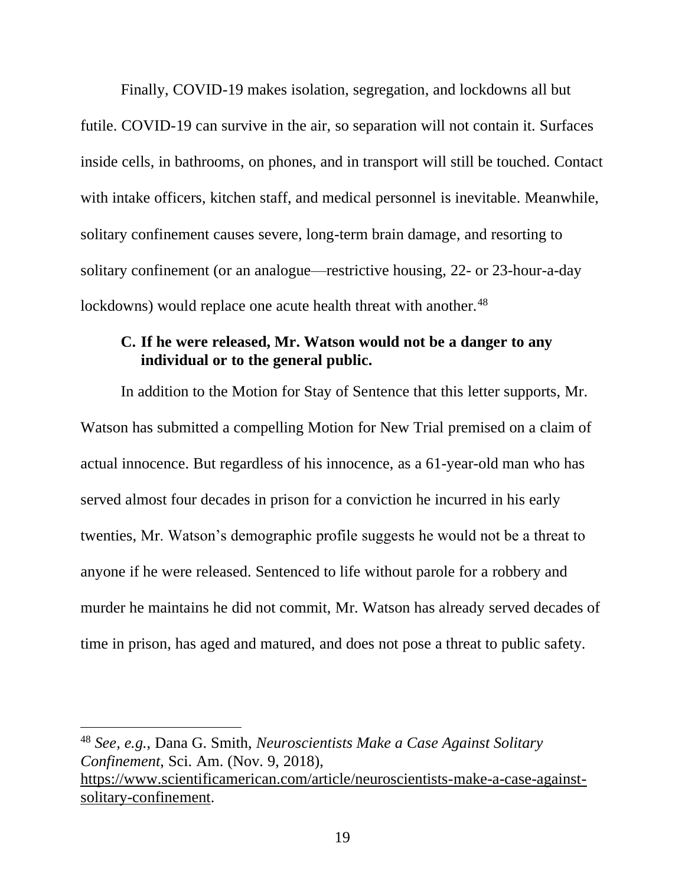Finally, COVID-19 makes isolation, segregation, and lockdowns all but futile. COVID-19 can survive in the air, so separation will not contain it. Surfaces inside cells, in bathrooms, on phones, and in transport will still be touched. Contact with intake officers, kitchen staff, and medical personnel is inevitable. Meanwhile, solitary confinement causes severe, long-term brain damage, and resorting to solitary confinement (or an analogue—restrictive housing, 22- or 23-hour-a-day lockdowns) would replace one acute health threat with another.[48]

### C. If he were released, Mr. Watson would not be a danger to any individual or to the general public.

In addition to the Motion for Stay of Sentence that this letter supports, Mr. Watson has submitted a compelling Motion for New Trial premised on a claim of actual innocence. But regardless of his innocence, as a 61-year-old man who has served almost four decades in prison for a conviction he incurred in his early twenties, Mr. Watson's demographic profile suggests he would not be a threat to anyone if he were released. Sentenced to life without parole for a robbery and murder he maintains he did not commit, Mr. Watson has already served decades of time in prison, has aged and matured, and does not pose a threat to public safety.

---

[48] *See, e.g.*, Dana G. Smith, *Neuroscientists Make a Case Against Solitary Confinement*, Sci. Am. (Nov. 9, 2018), https://www.scientificamerican.com/article/neuroscientists-make-a-case-against-solitary-confinement.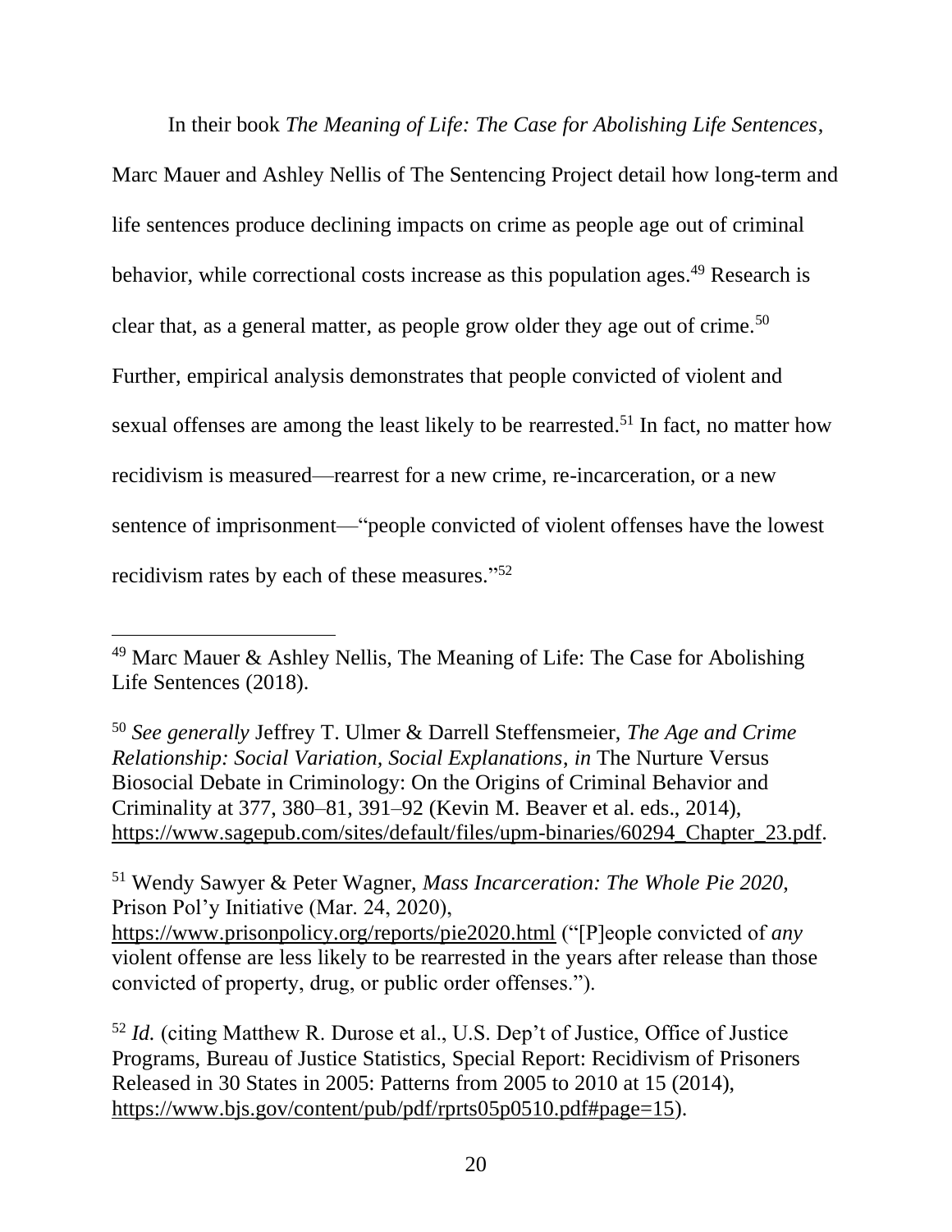In their book *The Meaning of Life: The Case for Abolishing Life Sentences*, Marc Mauer and Ashley Nellis of The Sentencing Project detail how long-term and life sentences produce declining impacts on crime as people age out of criminal behavior, while correctional costs increase as this population ages.[49] Research is clear that, as a general matter, as people grow older they age out of crime.[50] Further, empirical analysis demonstrates that people convicted of violent and sexual offenses are among the least likely to be rearrested.[51] In fact, no matter how recidivism is measured—rearrest for a new crime, re-incarceration, or a new sentence of imprisonment—"people convicted of violent offenses have the lowest recidivism rates by each of these measures."[52]

---

[49] Marc Mauer & Ashley Nellis, The Meaning of Life: The Case for Abolishing Life Sentences (2018).

[50] *See generally* Jeffrey T. Ulmer & Darrell Steffensmeier, *The Age and Crime Relationship: Social Variation, Social Explanations*, *in* The Nurture Versus Biosocial Debate in Criminology: On the Origins of Criminal Behavior and Criminality at 377, 380–81, 391–92 (Kevin M. Beaver et al. eds., 2014), https://www.sagepub.com/sites/default/files/upm-binaries/60294_Chapter_23.pdf.

[51] Wendy Sawyer & Peter Wagner, *Mass Incarceration: The Whole Pie 2020*, Prison Pol'y Initiative (Mar. 24, 2020), https://www.prisonpolicy.org/reports/pie2020.html ("[P]eople convicted of *any* violent offense are less likely to be rearrested in the years after release than those convicted of property, drug, or public order offenses.").

[52] *Id.* (citing Matthew R. Durose et al., U.S. Dep't of Justice, Office of Justice Programs, Bureau of Justice Statistics, Special Report: Recidivism of Prisoners Released in 30 States in 2005: Patterns from 2005 to 2010 at 15 (2014), https://www.bjs.gov/content/pub/pdf/rprts05p0510.pdf#page=15).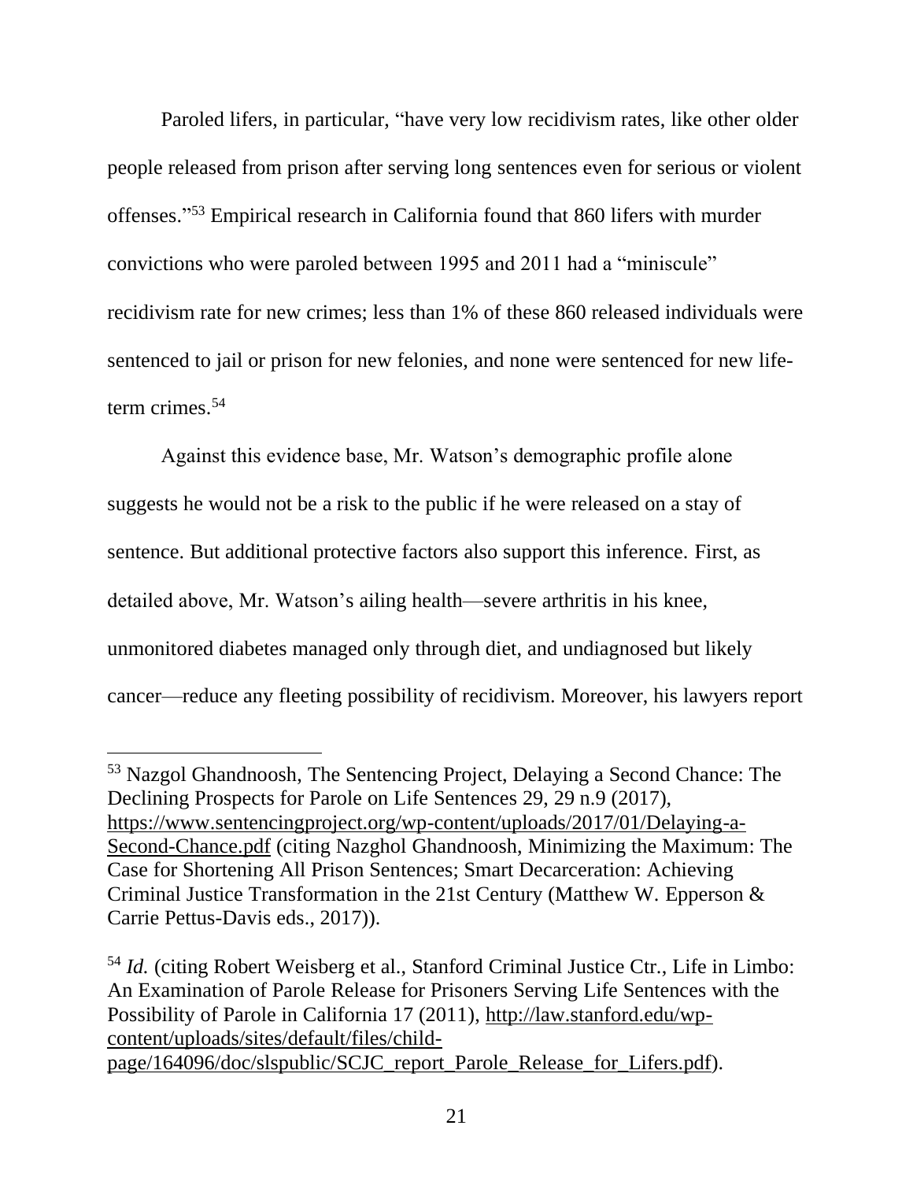Paroled lifers, in particular, "have very low recidivism rates, like other older people released from prison after serving long sentences even for serious or violent offenses."[53] Empirical research in California found that 860 lifers with murder convictions who were paroled between 1995 and 2011 had a "miniscule" recidivism rate for new crimes; less than 1% of these 860 released individuals were sentenced to jail or prison for new felonies, and none were sentenced for new life-term crimes.[54]

Against this evidence base, Mr. Watson's demographic profile alone suggests he would not be a risk to the public if he were released on a stay of sentence. But additional protective factors also support this inference. First, as detailed above, Mr. Watson's ailing health—severe arthritis in his knee, unmonitored diabetes managed only through diet, and undiagnosed but likely cancer—reduce any fleeting possibility of recidivism. Moreover, his lawyers report

---

[53] Nazgol Ghandnoosh, The Sentencing Project, Delaying a Second Chance: The Declining Prospects for Parole on Life Sentences 29, 29 n.9 (2017), https://www.sentencingproject.org/wp-content/uploads/2017/01/Delaying-a-Second-Chance.pdf (citing Nazghol Ghandnoosh, Minimizing the Maximum: The Case for Shortening All Prison Sentences; Smart Decarceration: Achieving Criminal Justice Transformation in the 21st Century (Matthew W. Epperson & Carrie Pettus-Davis eds., 2017)).

[54] *Id.* (citing Robert Weisberg et al., Stanford Criminal Justice Ctr., Life in Limbo: An Examination of Parole Release for Prisoners Serving Life Sentences with the Possibility of Parole in California 17 (2011), http://law.stanford.edu/wp-content/uploads/sites/default/files/child-page/164096/doc/slspublic/SCJC_report_Parole_Release_for_Lifers.pdf).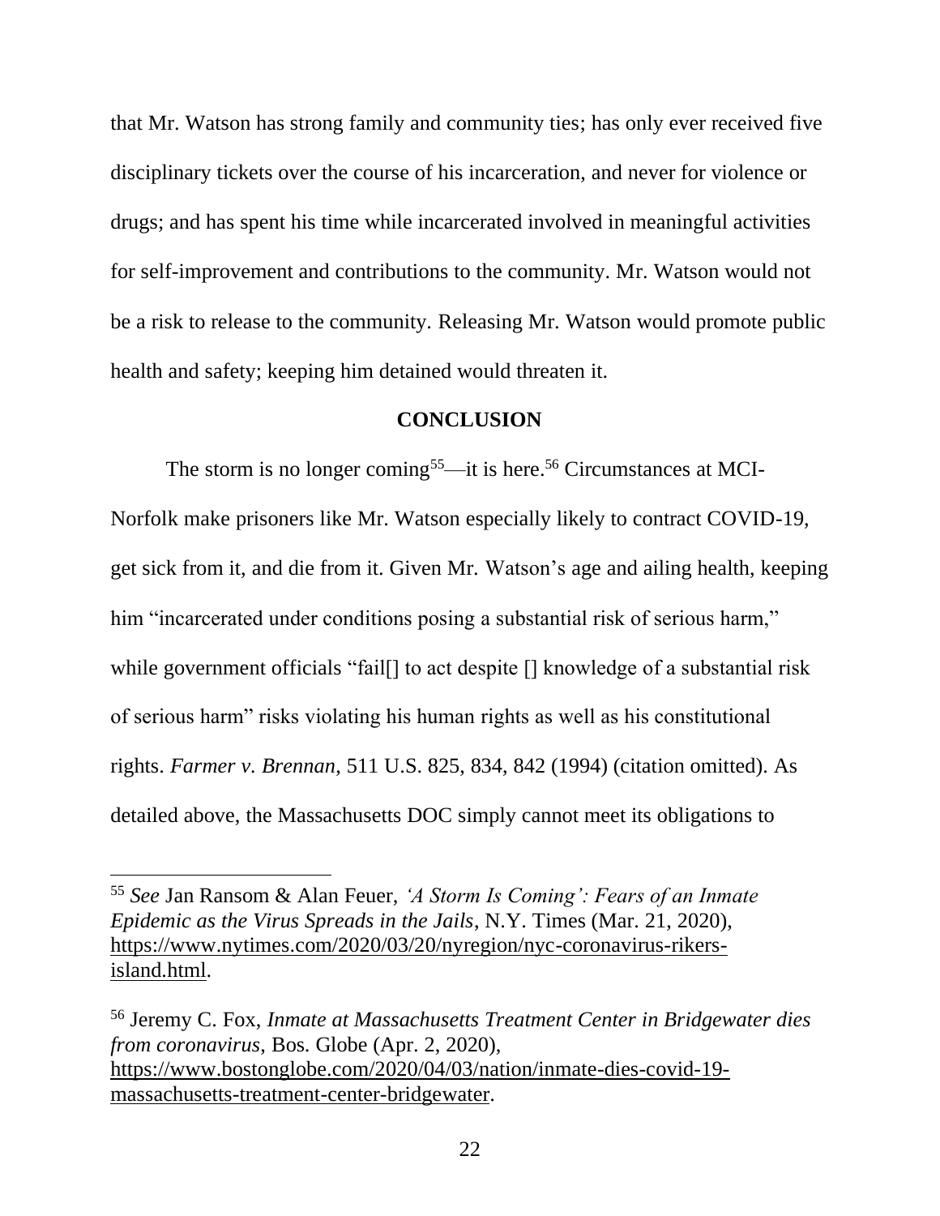that Mr. Watson has strong family and community ties; has only ever received five disciplinary tickets over the course of his incarceration, and never for violence or drugs; and has spent his time while incarcerated involved in meaningful activities for self-improvement and contributions to the community. Mr. Watson would not be a risk to release to the community. Releasing Mr. Watson would promote public health and safety; keeping him detained would threaten it.

## CONCLUSION

The storm is no longer coming[55]—it is here.[56] Circumstances at MCI-Norfolk make prisoners like Mr. Watson especially likely to contract COVID-19, get sick from it, and die from it. Given Mr. Watson's age and ailing health, keeping him "incarcerated under conditions posing a substantial risk of serious harm," while government officials "fail[] to act despite [] knowledge of a substantial risk of serious harm" risks violating his human rights as well as his constitutional rights. *Farmer v. Brennan*, 511 U.S. 825, 834, 842 (1994) (citation omitted). As detailed above, the Massachusetts DOC simply cannot meet its obligations to

---

[55] *See* Jan Ransom & Alan Feuer, *'A Storm Is Coming': Fears of an Inmate Epidemic as the Virus Spreads in the Jails*, N.Y. Times (Mar. 21, 2020), https://www.nytimes.com/2020/03/20/nyregion/nyc-coronavirus-rikers-island.html.

[56] Jeremy C. Fox, *Inmate at Massachusetts Treatment Center in Bridgewater dies from coronavirus*, Bos. Globe (Apr. 2, 2020), https://www.bostonglobe.com/2020/04/03/nation/inmate-dies-covid-19-massachusetts-treatment-center-bridgewater.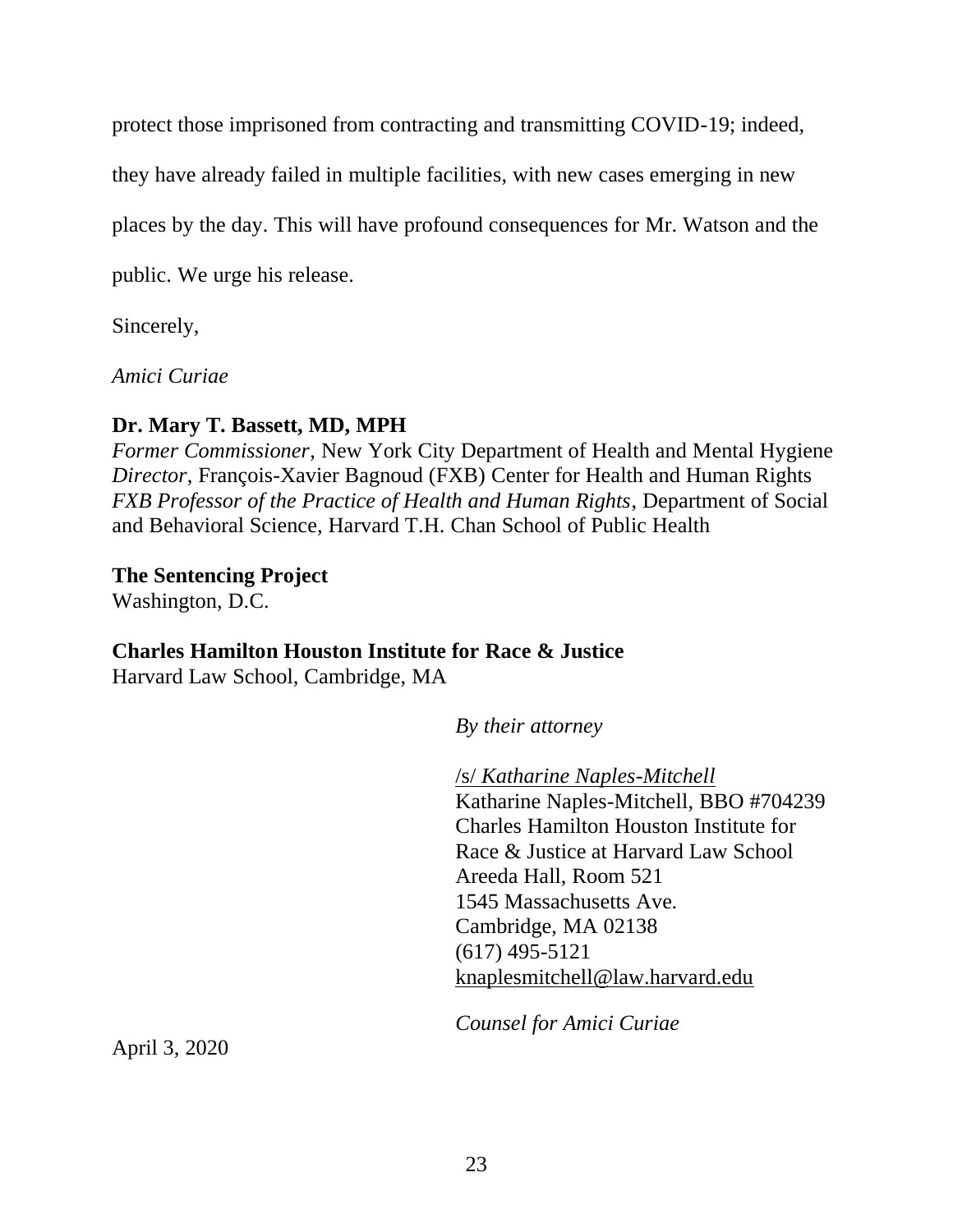protect those imprisoned from contracting and transmitting COVID-19; indeed, they have already failed in multiple facilities, with new cases emerging in new places by the day. This will have profound consequences for Mr. Watson and the public. We urge his release.

Sincerely,

*Amici Curiae*

**Dr. Mary T. Bassett, MD, MPH**
*Former Commissioner*, New York City Department of Health and Mental Hygiene
*Director*, François-Xavier Bagnoud (FXB) Center for Health and Human Rights
*FXB Professor of the Practice of Health and Human Rights*, Department of Social and Behavioral Science, Harvard T.H. Chan School of Public Health

**The Sentencing Project**
Washington, D.C.

**Charles Hamilton Houston Institute for Race & Justice**
Harvard Law School, Cambridge, MA

*By their attorney*

/s/ *Katharine Naples-Mitchell*
Katharine Naples-Mitchell, BBO #704239
Charles Hamilton Houston Institute for
Race & Justice at Harvard Law School
Areeda Hall, Room 521
1545 Massachusetts Ave.
Cambridge, MA 02138
(617) 495-5121
knaplesmitchell@law.harvard.edu

*Counsel for Amici Curiae*

April 3, 2020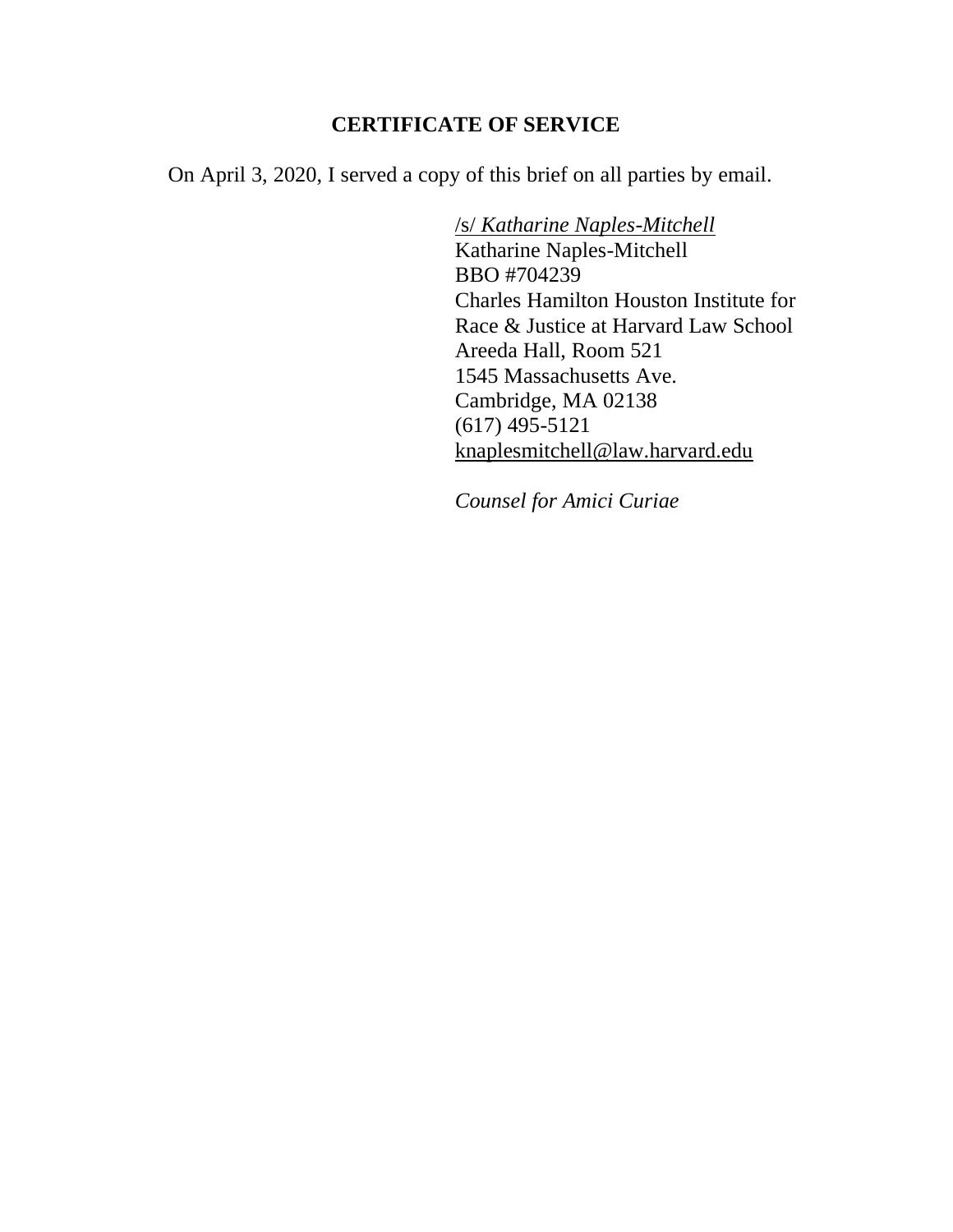## CERTIFICATE OF SERVICE

On April 3, 2020, I served a copy of this brief on all parties by email.

/s/ *Katharine Naples-Mitchell*
Katharine Naples-Mitchell
BBO #704239
Charles Hamilton Houston Institute for
Race & Justice at Harvard Law School
Areeda Hall, Room 521
1545 Massachusetts Ave.
Cambridge, MA 02138
(617) 495-5121
knaplesmitchell@law.harvard.edu

*Counsel for Amici Curiae*